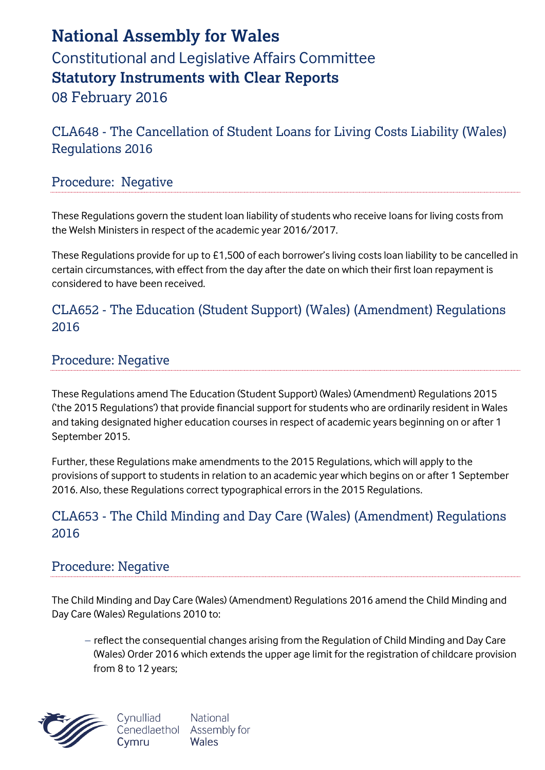# National Assembly for Wales

## Constitutional and Legislative Affairs Committee

## Statutory Instruments with Clear Reports

08 February 2016

## CLA648 - The Cancellation of Student Loans for Living Costs Liability (Wales) Regulations 2016

### Procedure: Negative

These Regulations govern the student loan liability of students who receive loans for living costs from the Welsh Ministers in respect of the academic year 2016/2017.

These Regulations provide for up to £1,500 of each borrower's living costs loan liability to be cancelled in certain circumstances, with effect from the day after the date on which their first loan repayment is considered to have been received.

## CLA652 - The Education (Student Support) (Wales) (Amendment) Regulations 2016

### Procedure: Negative

These Regulations amend The Education (Student Support) (Wales) (Amendment) Regulations 2015 ('the 2015 Regulations') that provide financial support for students who are ordinarily resident in Wales and taking designated higher education courses in respect of academic years beginning on or after 1 September 2015.

Further, these Regulations make amendments to the 2015 Regulations, which will apply to the provisions of support to students in relation to an academic year which begins on or after 1 September 2016. Also, these Regulations correct typographical errors in the 2015 Regulations.

## CLA653 - The Child Minding and Day Care (Wales) (Amendment) Regulations 2016

### Procedure: Negative

The Child Minding and Day Care (Wales) (Amendment) Regulations 2016 amend the Child Minding and Day Care (Wales) Regulations 2010 to:

- reflect the consequential changes arising from the Regulation of Child Minding and Day Care (Wales) Order 2016 which extends the upper age limit for the registration of childcare provision from 8 to 12 years;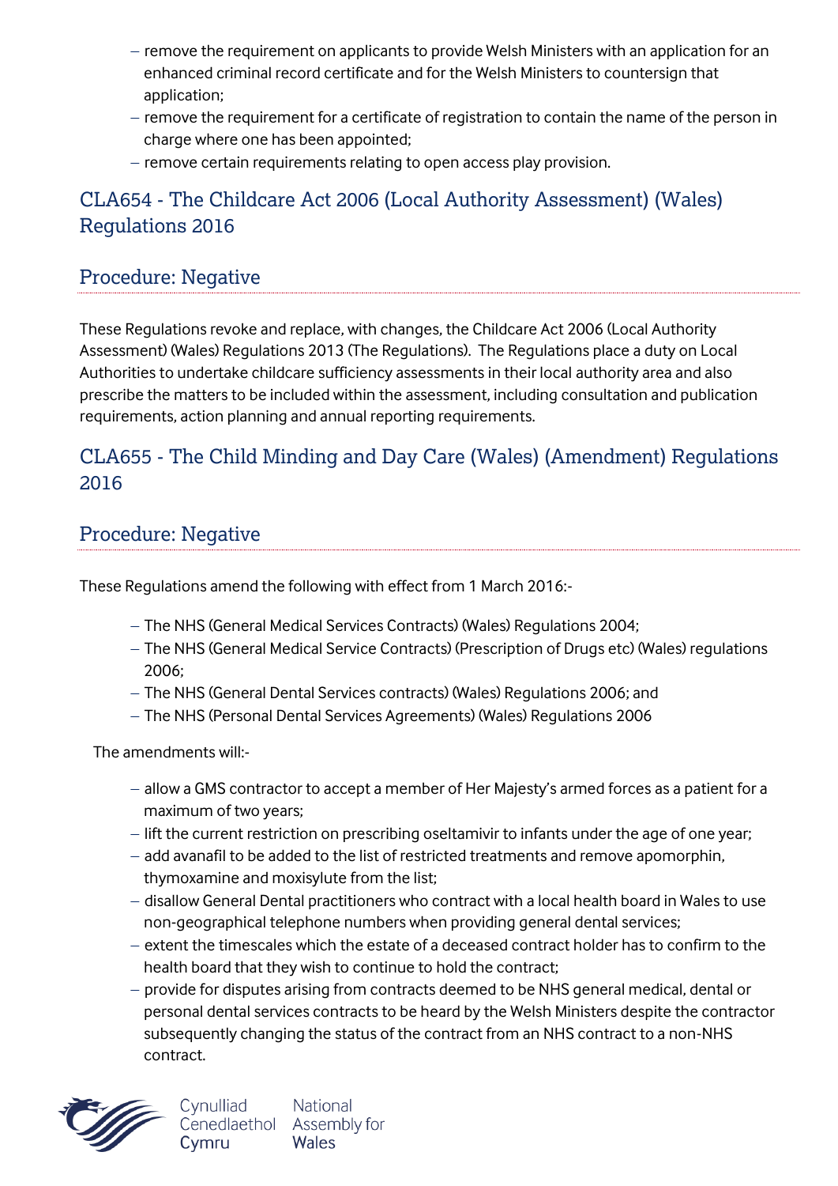- remove the requirement on applicants to provide Welsh Ministers with an application for an enhanced criminal record certificate and for the Welsh Ministers to countersign that application;
- remove the requirement for a certificate of registration to contain the name of the person in charge where one has been appointed;
- remove certain requirements relating to open access play provision.

## CLA654 - The Childcare Act 2006 (Local Authority Assessment) (Wales) Regulations 2016

## Procedure: Negative

These Regulations revoke and replace, with changes, the Childcare Act 2006 (Local Authority Assessment) (Wales) Regulations 2013 (The Regulations). The Regulations place a duty on Local Authorities to undertake childcare sufficiency assessments in their local authority area and also prescribe the matters to be included within the assessment, including consultation and publication requirements, action planning and annual reporting requirements.

## CLA655 - The Child Minding and Day Care (Wales) (Amendment) Regulations 2016

## Procedure: Negative

These Regulations amend the following with effect from 1 March 2016:-

- The NHS (General Medical Services Contracts) (Wales) Regulations 2004;
- The NHS (General Medical Service Contracts) (Prescription of Drugs etc) (Wales) regulations 2006;
- The NHS (General Dental Services contracts) (Wales) Regulations 2006; and
- The NHS (Personal Dental Services Agreements) (Wales) Regulations 2006

The amendments will:-

- allow a GMS contractor to accept a member of Her Majesty's armed forces as a patient for a maximum of two years;
- lift the current restriction on prescribing oseltamivir to infants under the age of one year;
- add avanafil to be added to the list of restricted treatments and remove apomorphin, thymoxamine and moxisylute from the list;
- disallow General Dental practitioners who contract with a local health board in Wales to use non-geographical telephone numbers when providing general dental services;
- extent the timescales which the estate of a deceased contract holder has to confirm to the health board that they wish to continue to hold the contract;
- provide for disputes arising from contracts deemed to be NHS general medical, dental or personal dental services contracts to be heard by the Welsh Ministers despite the contractor subsequently changing the status of the contract from an NHS contract to a non-NHS contract.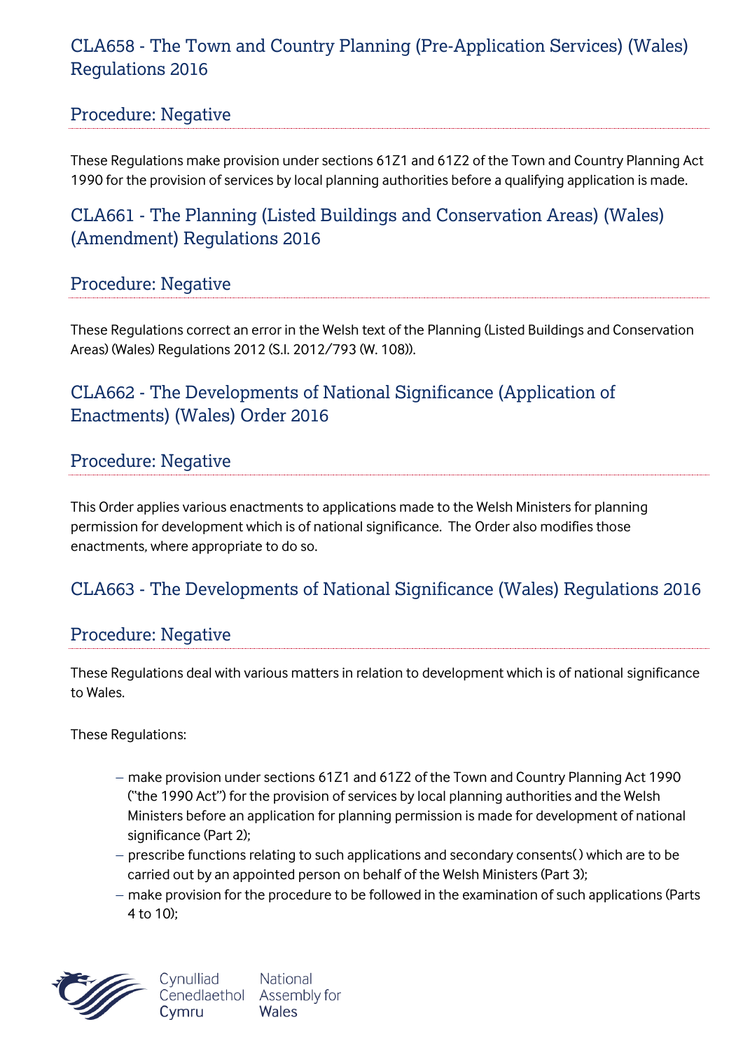## CLA658 - The Town and Country Planning (Pre-Application Services) (Wales) Regulations 2016

### Procedure: Negative

These Regulations make provision under sections 61Z1 and 61Z2 of the Town and Country Planning Act 1990 for the provision of services by local planning authorities before a qualifying application is made.

## CLA661 - The Planning (Listed Buildings and Conservation Areas) (Wales) (Amendment) Regulations 2016

### Procedure: Negative

These Regulations correct an error in the Welsh text of the Planning (Listed Buildings and Conservation Areas) (Wales) Regulations 2012 (S.I. 2012/793 (W. 108)).

## CLA662 - The Developments of National Significance (Application of Enactments) (Wales) Order 2016

### Procedure: Negative

This Order applies various enactments to applications made to the Welsh Ministers for planning permission for development which is of national significance. The Order also modifies those enactments, where appropriate to do so.

## CLA663 - The Developments of National Significance (Wales) Regulations 2016

### Procedure: Negative

These Regulations deal with various matters in relation to development which is of national significance to Wales.

These Regulations:

- make provision under sections 61Z1 and 61Z2 of the Town and Country Planning Act 1990 ("the 1990 Act") for the provision of services by local planning authorities and the Welsh Ministers before an application for planning permission is made for development of national significance (Part 2);
- prescribe functions relating to such applications and secondary consents( ) which are to be carried out by an appointed person on behalf of the Welsh Ministers (Part 3);
- make provision for the procedure to be followed in the examination of such applications (Parts 4 to 10);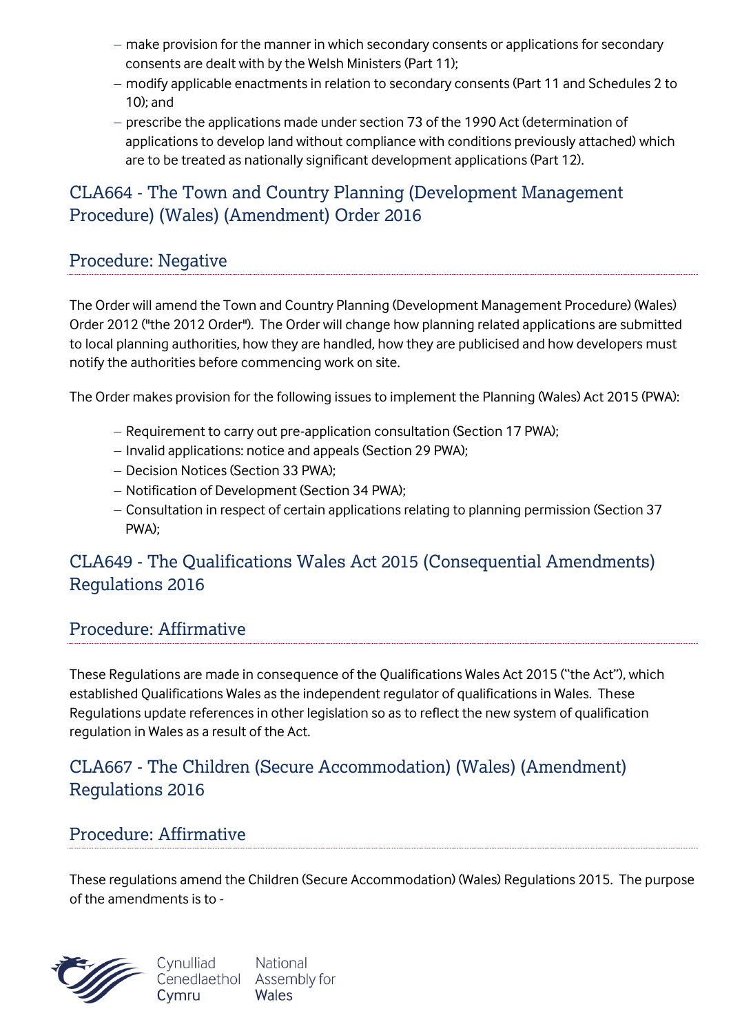- make provision for the manner in which secondary consents or applications for secondary consents are dealt with by the Welsh Ministers (Part 11);
- modify applicable enactments in relation to secondary consents (Part 11 and Schedules 2 to 10); and
- prescribe the applications made under section 73 of the 1990 Act (determination of applications to develop land without compliance with conditions previously attached) which are to be treated as nationally significant development applications (Part 12).

## CLA664 - The Town and Country Planning (Development Management Procedure) (Wales) (Amendment) Order 2016

### Procedure: Negative

The Order will amend the Town and Country Planning (Development Management Procedure) (Wales) Order 2012 ("the 2012 Order"). The Order will change how planning related applications are submitted to local planning authorities, how they are handled, how they are publicised and how developers must notify the authorities before commencing work on site.

The Order makes provision for the following issues to implement the Planning (Wales) Act 2015 (PWA):

- Requirement to carry out pre-application consultation (Section 17 PWA);
- Invalid applications: notice and appeals (Section 29 PWA);
- Decision Notices (Section 33 PWA);
- Notification of Development (Section 34 PWA);
- Consultation in respect of certain applications relating to planning permission (Section 37 PWA);

## CLA649 - The Qualifications Wales Act 2015 (Consequential Amendments) Regulations 2016

### Procedure: Affirmative

These Regulations are made in consequence of the Qualifications Wales Act 2015 ("the Act"), which established Qualifications Wales as the independent regulator of qualifications in Wales. These Regulations update references in other legislation so as to reflect the new system of qualification regulation in Wales as a result of the Act.

## CLA667 - The Children (Secure Accommodation) (Wales) (Amendment) Regulations 2016

### Procedure: Affirmative

These regulations amend the Children (Secure Accommodation) (Wales) Regulations 2015. The purpose of the amendments is to -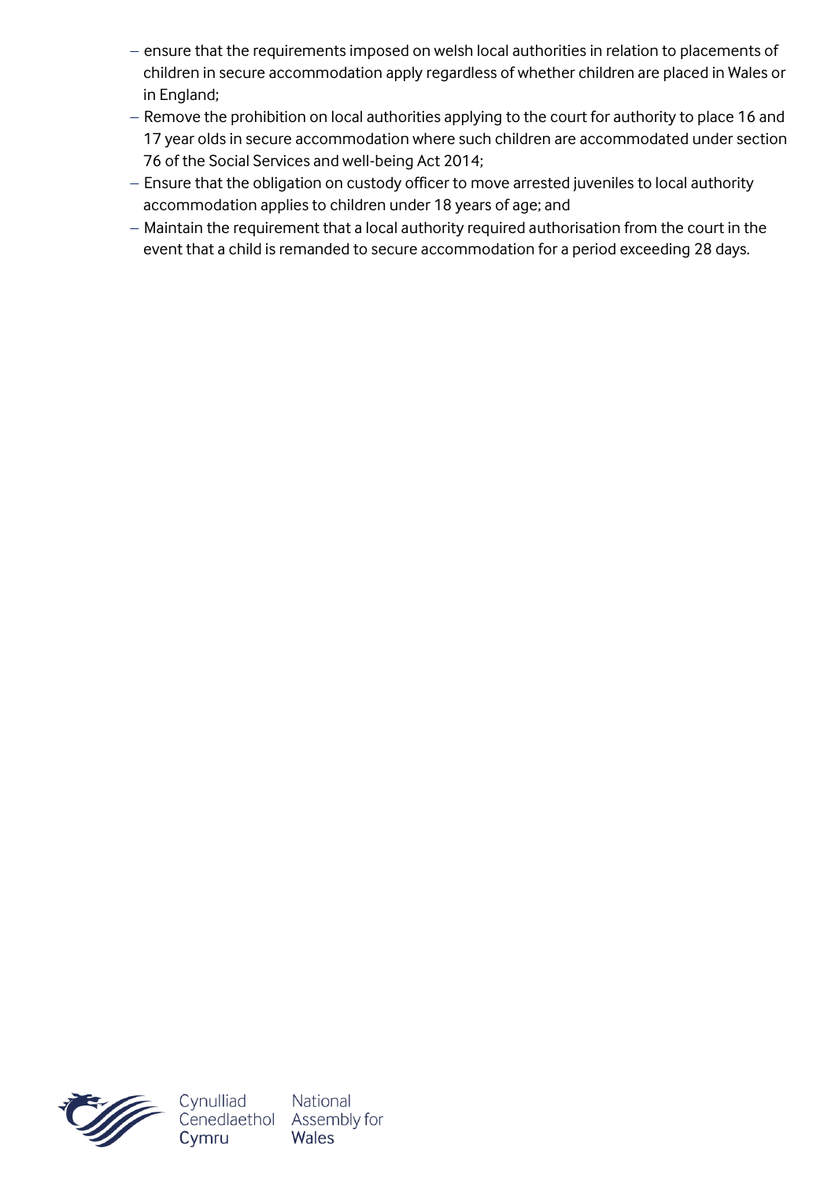- ensure that the requirements imposed on welsh local authorities in relation to placements of children in secure accommodation apply regardless of whether children are placed in Wales or in England;
- Remove the prohibition on local authorities applying to the court for authority to place 16 and 17 year olds in secure accommodation where such children are accommodated under section 76 of the Social Services and well-being Act 2014;
- Ensure that the obligation on custody officer to move arrested juveniles to local authority accommodation applies to children under 18 years of age; and
- Maintain the requirement that a local authority required authorisation from the court in the event that a child is remanded to secure accommodation for a period exceeding 28 days.